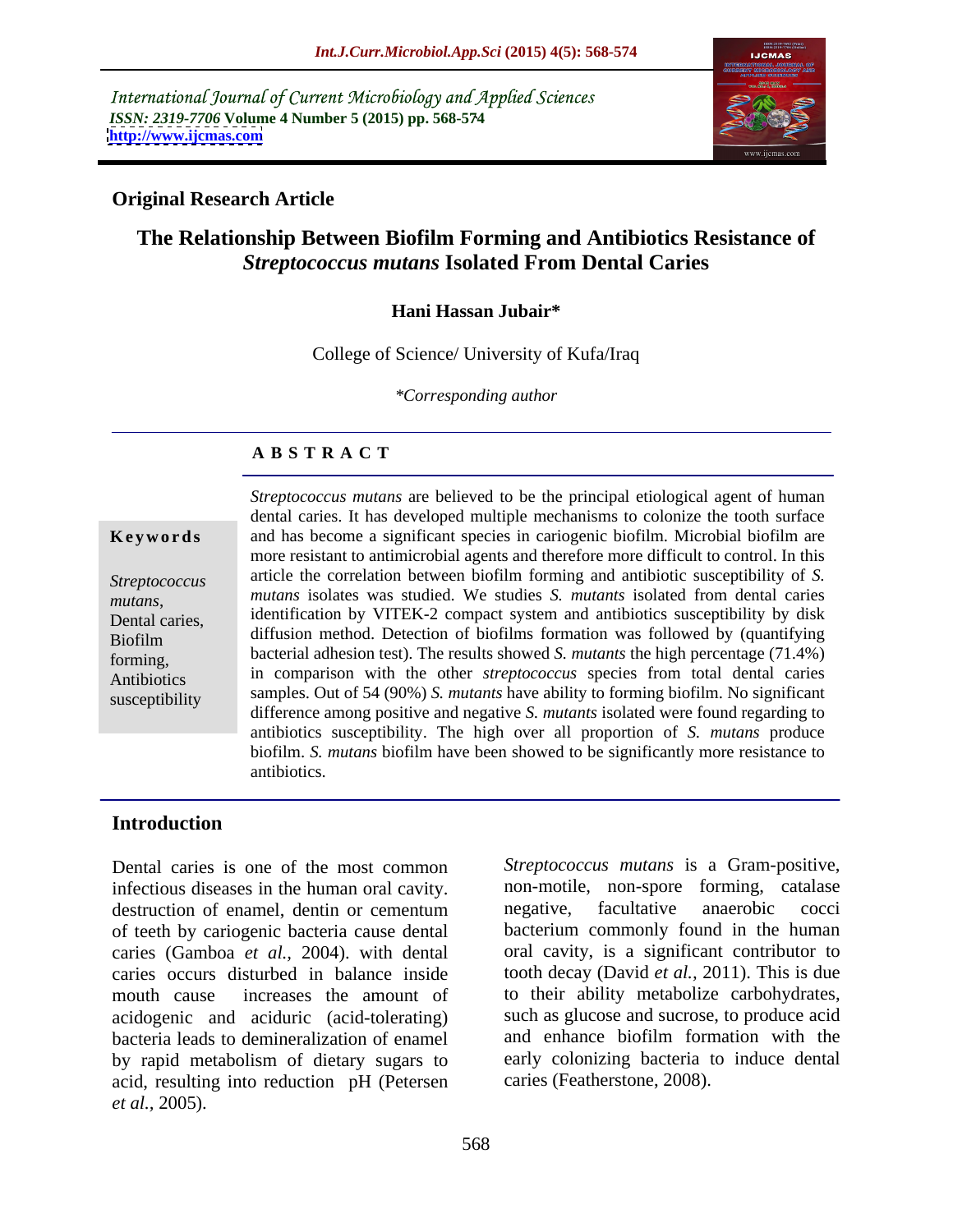International Journal of Current Microbiology and Applied Sciences
*ISSN: 2319-7706* **Volume 4 Number 5 (2015) pp. 568-574**
**http://www.ijcmas.com**

**Original Research Article**

# The Relationship Between Biofilm Forming and Antibiotics Resistance of *Streptococcus mutans* Isolated From Dental Caries

**Hani Hassan Jubair***

College of Science/ University of Kufa/Iraq

*\*Corresponding author*

**A B S T R A C T**

**Keywords**

*Streptococcus mutans*, Dental caries, Biofilm forming, Antibiotics susceptibility

*Streptococcus mutans* are believed to be the principal etiological agent of human dental caries. It has developed multiple mechanisms to colonize the tooth surface and has become a significant species in cariogenic biofilm. Microbial biofilm are more resistant to antimicrobial agents and therefore more difficult to control. In this article the correlation between biofilm forming and antibiotic susceptibility of *S. mutans* isolates was studied. We studies *S. mutants* isolated from dental caries identification by VITEK-2 compact system and antibiotics susceptibility by disk diffusion method. Detection of biofilms formation was followed by (quantifying bacterial adhesion test). The results showed *S. mutants* the high percentage (71.4%) in comparison with the other *streptococcus* species from total dental caries samples. Out of 54 (90%) *S. mutants* have ability to forming biofilm. No significant difference among positive and negative *S. mutants* isolated were found regarding to antibiotics susceptibility. The high over all proportion of *S. mutans* produce biofilm. *S. mutans* biofilm have been showed to be significantly more resistance to antibiotics.

## Introduction

Dental caries is one of the most common infectious diseases in the human oral cavity. destruction of enamel, dentin or cementum of teeth by cariogenic bacteria cause dental caries (Gamboa *et al.,* 2004). with dental caries occurs disturbed in balance inside mouth cause increases the amount of acidogenic and aciduric (acid-tolerating) bacteria leads to demineralization of enamel by rapid metabolism of dietary sugars to acid, resulting into reduction pH (Petersen *et al.*, 2005).

*Streptococcus mutans* is a Gram-positive, non-motile, non-spore forming, catalase negative, facultative anaerobic cocci bacterium commonly found in the human oral cavity, is a significant contributor to tooth decay (David *et al.*, 2011). This is due to their ability metabolize carbohydrates, such as glucose and sucrose, to produce acid and enhance biofilm formation with the early colonizing bacteria to induce dental caries (Featherstone, 2008).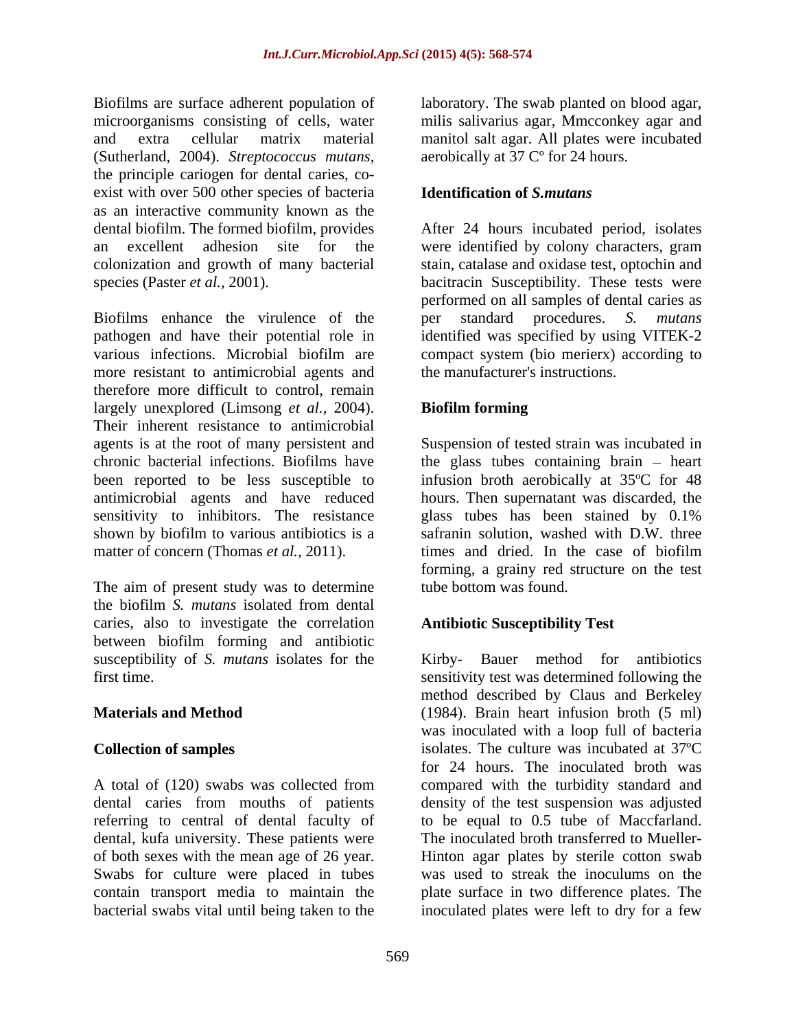Biofilms are surface adherent population of microorganisms consisting of cells, water and extra cellular matrix material (Sutherland, 2004). *Streptococcus mutans*, the principle cariogen for dental caries, co-exist with over 500 other species of bacteria as an interactive community known as the dental biofilm. The formed biofilm, provides an excellent adhesion site for the colonization and growth of many bacterial species (Paster *et al.*, 2001).

Biofilms enhance the virulence of the pathogen and have their potential role in various infections. Microbial biofilm are more resistant to antimicrobial agents and therefore more difficult to control, remain largely unexplored (Limsong *et al.*, 2004). Their inherent resistance to antimicrobial agents is at the root of many persistent and chronic bacterial infections. Biofilms have been reported to be less susceptible to antimicrobial agents and have reduced sensitivity to inhibitors. The resistance shown by biofilm to various antibiotics is a matter of concern (Thomas *et al.*, 2011).

The aim of present study was to determine the biofilm *S. mutans* isolated from dental caries, also to investigate the correlation between biofilm forming and antibiotic susceptibility of *S. mutans* isolates for the first time.

## Materials and Method

### Collection of samples

A total of (120) swabs was collected from dental caries from mouths of patients referring to central of dental faculty of dental, kufa university. These patients were of both sexes with the mean age of 26 year. Swabs for culture were placed in tubes contain transport media to maintain the bacterial swabs vital until being taken to the laboratory. The swab planted on blood agar, milis salivarius agar, Mmcconkey agar and manitol salt agar. All plates were incubated aerobically at 37 Cº for 24 hours.

### Identification of *S.mutans*

After 24 hours incubated period, isolates were identified by colony characters, gram stain, catalase and oxidase test, optochin and bacitracin Susceptibility. These tests were performed on all samples of dental caries as per standard procedures. *S. mutans* identified was specified by using VITEK-2 compact system (bio merierx) according to the manufacturer's instructions.

### Biofilm forming

Suspension of tested strain was incubated in the glass tubes containing brain – heart infusion broth aerobically at 35ºC for 48 hours. Then supernatant was discarded, the glass tubes has been stained by 0.1% safranin solution, washed with D.W. three times and dried. In the case of biofilm forming, a grainy red structure on the test tube bottom was found.

### Antibiotic Susceptibility Test

Kirby- Bauer method for antibiotics sensitivity test was determined following the method described by Claus and Berkeley (1984). Brain heart infusion broth (5 ml) was inoculated with a loop full of bacteria isolates. The culture was incubated at 37ºC for 24 hours. The inoculated broth was compared with the turbidity standard and density of the test suspension was adjusted to be equal to 0.5 tube of Maccfarland. The inoculated broth transferred to Mueller-Hinton agar plates by sterile cotton swab was used to streak the inoculums on the plate surface in two difference plates. The inoculated plates were left to dry for a few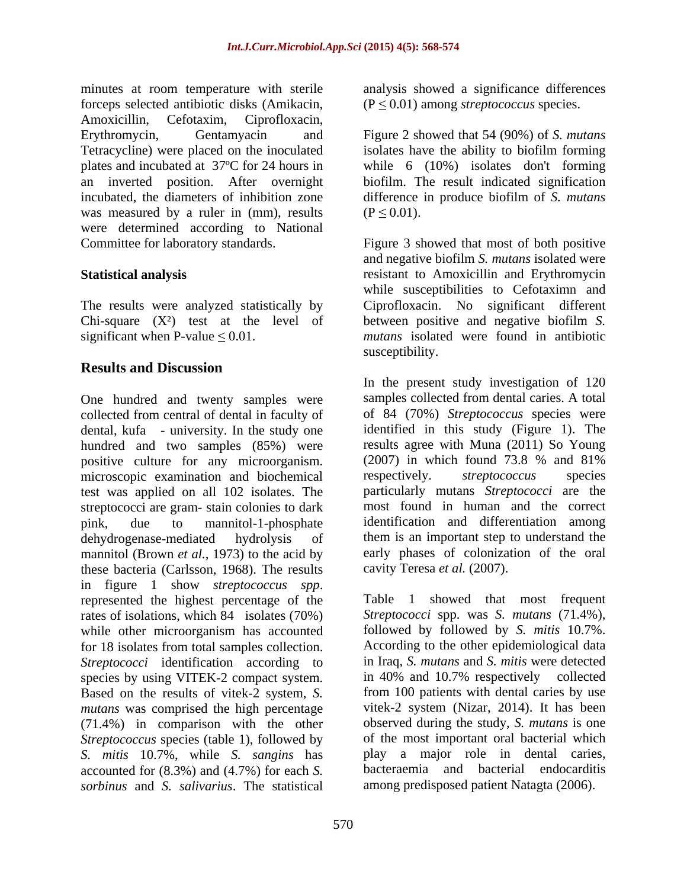minutes at room temperature with sterile forceps selected antibiotic disks (Amikacin, Amoxicillin, Cefotaxim, Ciprofloxacin, Erythromycin, Gentamyacin and Tetracycline) were placed on the inoculated plates and incubated at 37ºC for 24 hours in an inverted position. After overnight incubated, the diameters of inhibition zone was measured by a ruler in (mm), results were determined according to National Committee for laboratory standards.

## Statistical analysis

The results were analyzed statistically by Chi-square ($X^2$) test at the level of significant when P-value $\leq 0.01$.

## Results and Discussion

One hundred and twenty samples were collected from central of dental in faculty of dental, kufa - university. In the study one hundred and two samples (85%) were positive culture for any microorganism. microscopic examination and biochemical test was applied on all 102 isolates. The streptococci are gram- stain colonies to dark pink, due to mannitol-1-phosphate dehydrogenase-mediated hydrolysis of mannitol (Brown *et al.,* 1973) to the acid by these bacteria (Carlsson, 1968). The results in figure 1 show *streptococcus spp*. represented the highest percentage of the rates of isolations, which 84 isolates (70%) while other microorganism has accounted for 18 isolates from total samples collection. *Streptococci* identification according to species by using VITEK-2 compact system. Based on the results of vitek-2 system, *S. mutans* was comprised the high percentage (71.4%) in comparison with the other *Streptococcus* species (table 1), followed by *S. mitis* 10.7%, while *S. sangins* has accounted for (8.3%) and (4.7%) for each *S. sorbinus* and *S. salivarius*. The statistical analysis showed a significance differences ($P \leq 0.01$) among *streptococcus* species.

Figure 2 showed that 54 (90%) of *S. mutans* isolates have the ability to biofilm forming while 6 (10%) isolates don't forming biofilm. The result indicated signification difference in produce biofilm of *S. mutans* ($P \leq 0.01$).

Figure 3 showed that most of both positive and negative biofilm *S. mutans* isolated were resistant to Amoxicillin and Erythromycin while susceptibilities to Cefotaximn and Ciprofloxacin. No significant different between positive and negative biofilm *S. mutans* isolated were found in antibiotic susceptibility.

In the present study investigation of 120 samples collected from dental caries. A total of 84 (70%) *Streptococcus* species were identified in this study (Figure 1). The results agree with Muna (2011) So Young (2007) in which found 73.8 % and 81% respectively. *streptococcus* species particularly mutans *Streptococci* are the most found in human and the correct identification and differentiation among them is an important step to understand the early phases of colonization of the oral cavity Teresa *et al.* (2007).

Table 1 showed that most frequent *Streptococci* spp. was *S. mutans* (71.4%), followed by followed by *S. mitis* 10.7%. According to the other epidemiological data in Iraq, *S. mutans* and *S. mitis* were detected in 40% and 10.7% respectively collected from 100 patients with dental caries by use vitek-2 system (Nizar, 2014). It has been observed during the study, *S. mutans* is one of the most important oral bacterial which play a major role in dental caries, bacteraemia and bacterial endocarditis among predisposed patient Natagta (2006).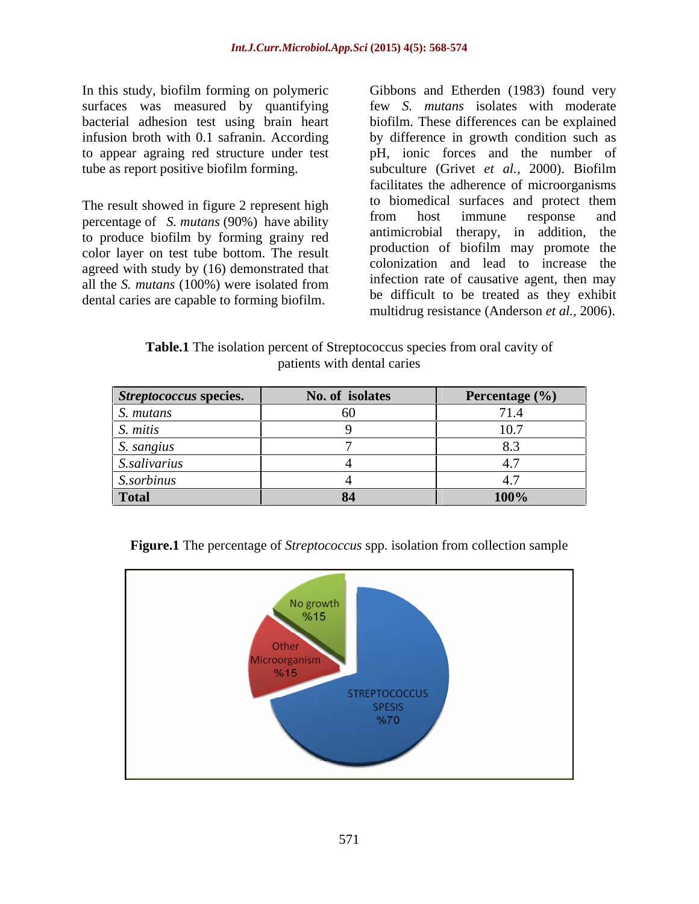In this study, biofilm forming on polymeric surfaces was measured by quantifying bacterial adhesion test using brain heart infusion broth with 0.1 safranin. According to appear agraing red structure under test tube as report positive biofilm forming.

The result showed in figure 2 represent high percentage of *S. mutans* (90%) have ability to produce biofilm by forming grainy red color layer on test tube bottom. The result agreed with study by (16) demonstrated that all the *S. mutans* (100%) were isolated from dental caries are capable to forming biofilm. Gibbons and Etherden (1983) found very few *S. mutans* isolates with moderate biofilm. These differences can be explained by difference in growth condition such as pH, ionic forces and the number of subculture (Grivet *et al.,* 2000). Biofilm facilitates the adherence of microorganisms to biomedical surfaces and protect them from host immune response and antimicrobial therapy, in addition, the production of biofilm may promote the colonization and lead to increase the infection rate of causative agent, then may be difficult to be treated as they exhibit multidrug resistance (Anderson *et al.,* 2006).

**Table.1** The isolation percent of Streptococcus species from oral cavity of patients with dental caries

| *Streptococcus* species. | No. of isolates | Percentage (%) |
|---|---|---|
| *S. mutans* | 60 | 71.4 |
| *S. mitis* | 9 | 10.7 |
| *S. sangius* | 7 | 8.3 |
| *S.salivarius* | 4 | 4.7 |
| *S.sorbinus* | 4 | 4.7 |
| **Total** | **84** | **100%** |

**Figure.1** The percentage of *Streptococcus* spp. isolation from collection sample

| Category | Percentage |
|---|---|
| STREPTOCOCCUS SPESIS | %70 |
| Other Microorganism | %15 |
| No growth | %15 |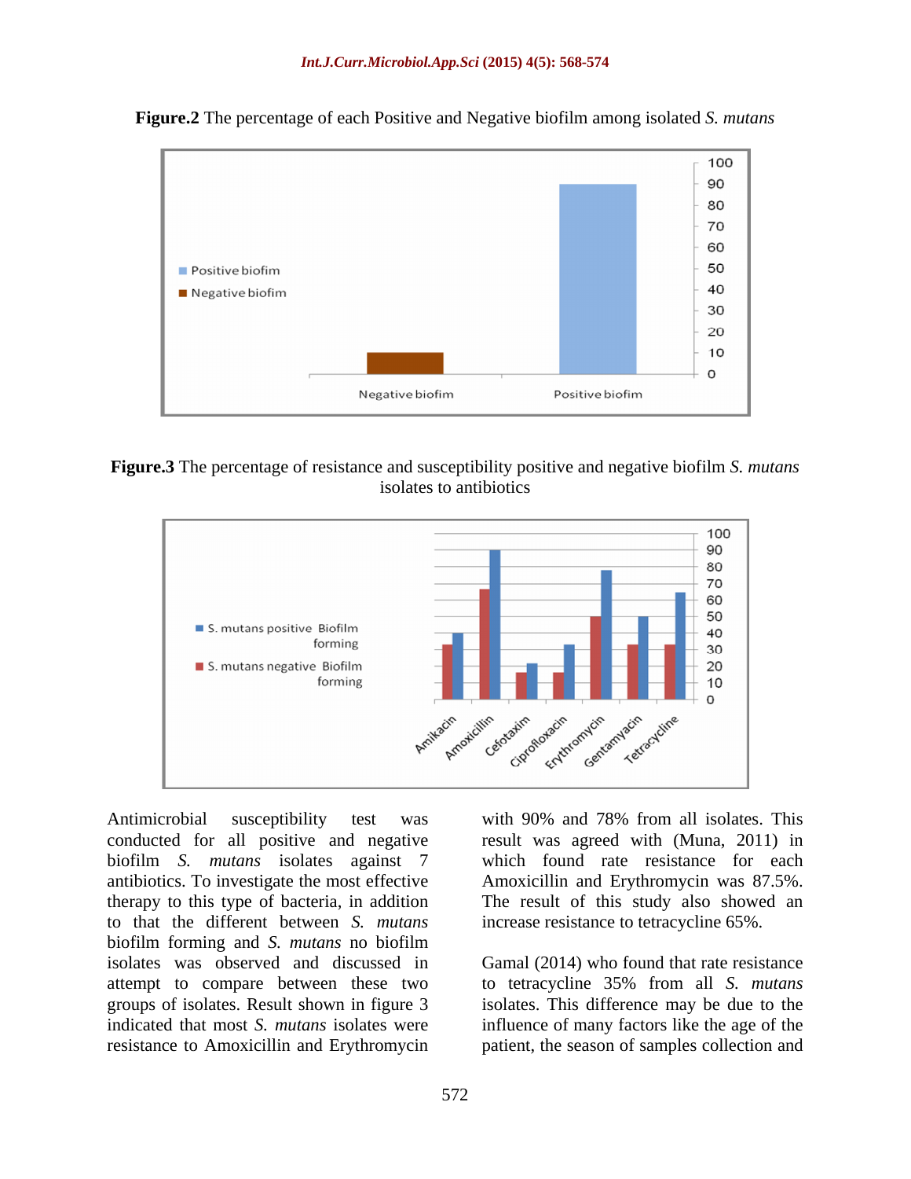**Figure.2** The percentage of each Positive and Negative biofilm among isolated *S. mutans*

**Figure.3** The percentage of resistance and susceptibility positive and negative biofilm *S. mutans* isolates to antibiotics

Antimicrobial susceptibility test was conducted for all positive and negative biofilm *S. mutans* isolates against 7 antibiotics. To investigate the most effective therapy to this type of bacteria, in addition to that the different between *S. mutans* biofilm forming and *S. mutans* no biofilm isolates was observed and discussed in attempt to compare between these two groups of isolates. Result shown in figure 3 indicated that most *S. mutans* isolates were resistance to Amoxicillin and Erythromycin with 90% and 78% from all isolates. This result was agreed with (Muna, 2011) in which found rate resistance for each Amoxicillin and Erythromycin was 87.5%. The result of this study also showed an increase resistance to tetracycline 65%.

Gamal (2014) who found that rate resistance to tetracycline 35% from all *S. mutans* isolates. This difference may be due to the influence of many factors like the age of the patient, the season of samples collection and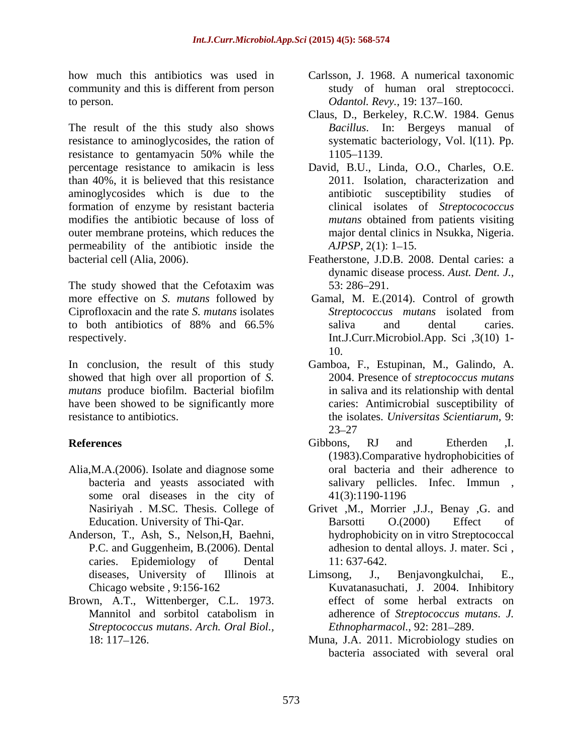how much this antibiotics was used in community and this is different from person to person.

The result of the this study also shows resistance to aminoglycosides, the ration of resistance to gentamyacin 50% while the percentage resistance to amikacin is less than 40%, it is believed that this resistance aminoglycosides which is due to the formation of enzyme by resistant bacteria modifies the antibiotic because of loss of outer membrane proteins, which reduces the permeability of the antibiotic inside the bacterial cell (Alia, 2006).

The study showed that the Cefotaxim was more effective on *S. mutans* followed by Ciprofloxacin and the rate *S. mutans* isolates to both antibiotics of 88% and 66.5% respectively.

In conclusion, the result of this study showed that high over all proportion of *S. mutans* produce biofilm. Bacterial biofilm have been showed to be significantly more resistance to antibiotics.

## References

Alia,M.A.(2006). Isolate and diagnose some bacteria and yeasts associated with some oral diseases in the city of Nasiriyah . M.SC. Thesis. College of Education. University of Thi-Qar.

Anderson, T., Ash, S., Nelson,H, Baehni, P.C. and Guggenheim, B.(2006). Dental caries. Epidemiology of Dental diseases, University of Illinois at Chicago website , 9:156-162

Brown, A.T., Wittenberger, C.L. 1973. Mannitol and sorbitol catabolism in *Streptococcus mutans*. *Arch. Oral Biol.,* 18: 117–126.

Carlsson, J. 1968. A numerical taxonomic study of human oral streptococci. *Odantol. Revy.,* 19: 137–160.

Claus, D., Berkeley, R.C.W. 1984. Genus *Bacillus*. In: Bergeys manual of systematic bacteriology, Vol. l(11). Pp. 1105–1139.

David, B.U., Linda, O.O., Charles, O.E. 2011. Isolation, characterization and antibiotic susceptibility studies of clinical isolates of *Streptocococcus mutans* obtained from patients visiting major dental clinics in Nsukka, Nigeria. *AJPSP,* 2(1): 1–15.

Featherstone, J.D.B. 2008. Dental caries: a dynamic disease process. *Aust. Dent. J.,* 53: 286–291.

Gamal, M. E.(2014). Control of growth *Streptococcus mutans* isolated from saliva and dental caries. Int.J.Curr.Microbiol.App. Sci ,3(10) 1-10.

Gamboa, F., Estupinan, M., Galindo, A. 2004. Presence of *streptococcus mutans* in saliva and its relationship with dental caries: Antimicrobial susceptibility of the isolates. *Universitas Scientiarum,* 9: 23–27

Gibbons, RJ and Etherden ,I. (1983).Comparative hydrophobicities of oral bacteria and their adherence to salivary pellicles. Infec. Immun , 41(3):1190-1196

Grivet ,M., Morrier ,J.J., Benay ,G. and Barsotti O.(2000) Effect of hydrophobicity on in vitro Streptococcal adhesion to dental alloys. J. mater. Sci , 11: 637-642.

Limsong, J., Benjavongkulchai, E., Kuvatanasuchati, J. 2004. Inhibitory effect of some herbal extracts on adherence of *Streptococcus mutans*. *J. Ethnopharmacol.,* 92: 281–289.

Muna, J.A. 2011. Microbiology studies on bacteria associated with several oral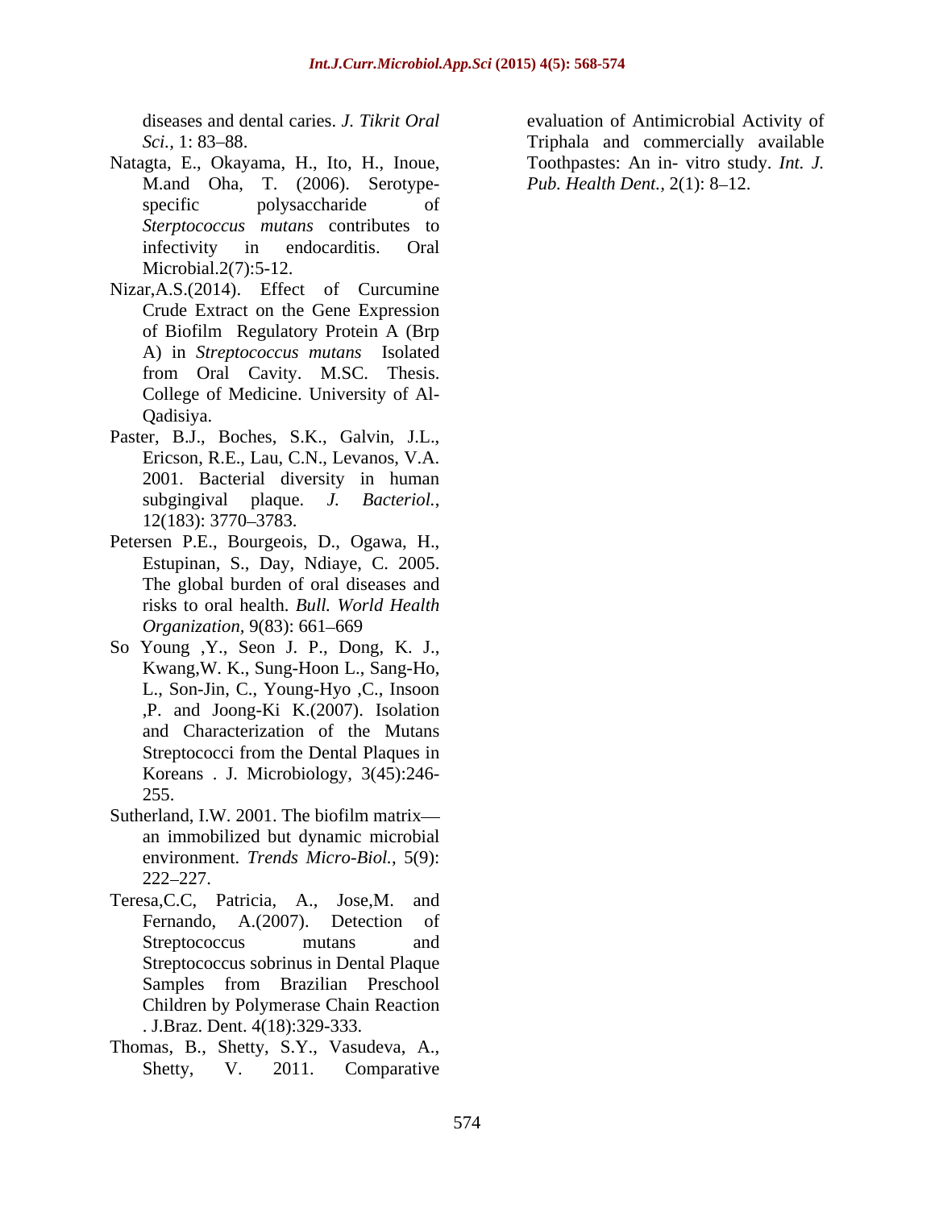diseases and dental caries. *J. Tikrit Oral Sci.*, 1: 83–88.

Natagta, E., Okayama, H., Ito, H., Inoue, M.and Oha, T. (2006). Serotype-specific polysaccharide of *Sterptococcus mutans* contributes to infectivity in endocarditis. Oral Microbial.2(7):5-12.

Nizar,A.S.(2014). Effect of Curcumine Crude Extract on the Gene Expression of Biofilm Regulatory Protein A (Brp A) in *Streptococcus mutans* Isolated from Oral Cavity. M.SC. Thesis. College of Medicine. University of Al-Qadisiya.

Paster, B.J., Boches, S.K., Galvin, J.L., Ericson, R.E., Lau, C.N., Levanos, V.A. 2001. Bacterial diversity in human subgingival plaque. *J. Bacteriol.*, 12(183): 3770–3783.

Petersen P.E., Bourgeois, D., Ogawa, H., Estupinan, S., Day, Ndiaye, C. 2005. The global burden of oral diseases and risks to oral health. *Bull. World Health Organization*, 9(83): 661–669

So Young ,Y., Seon J. P., Dong, K. J., Kwang,W. K., Sung-Hoon L., Sang-Ho, L., Son-Jin, C., Young-Hyo ,C., Insoon ,P. and Joong-Ki K.(2007). Isolation and Characterization of the Mutans Streptococci from the Dental Plaques in Koreans . J. Microbiology, 3(45):246-255.

Sutherland, I.W. 2001. The biofilm matrix—an immobilized but dynamic microbial environment. *Trends Micro-Biol.*, 5(9): 222–227.

Teresa,C.C, Patricia, A., Jose,M. and Fernando, A.(2007). Detection of Streptococcus mutans and Streptococcus sobrinus in Dental Plaque Samples from Brazilian Preschool Children by Polymerase Chain Reaction . J.Braz. Dent. 4(18):329-333.

Thomas, B., Shetty, S.Y., Vasudeva, A., Shetty, V. 2011. Comparative evaluation of Antimicrobial Activity of Triphala and commercially available Toothpastes: An in- vitro study. *Int. J. Pub. Health Dent.*, 2(1): 8–12.